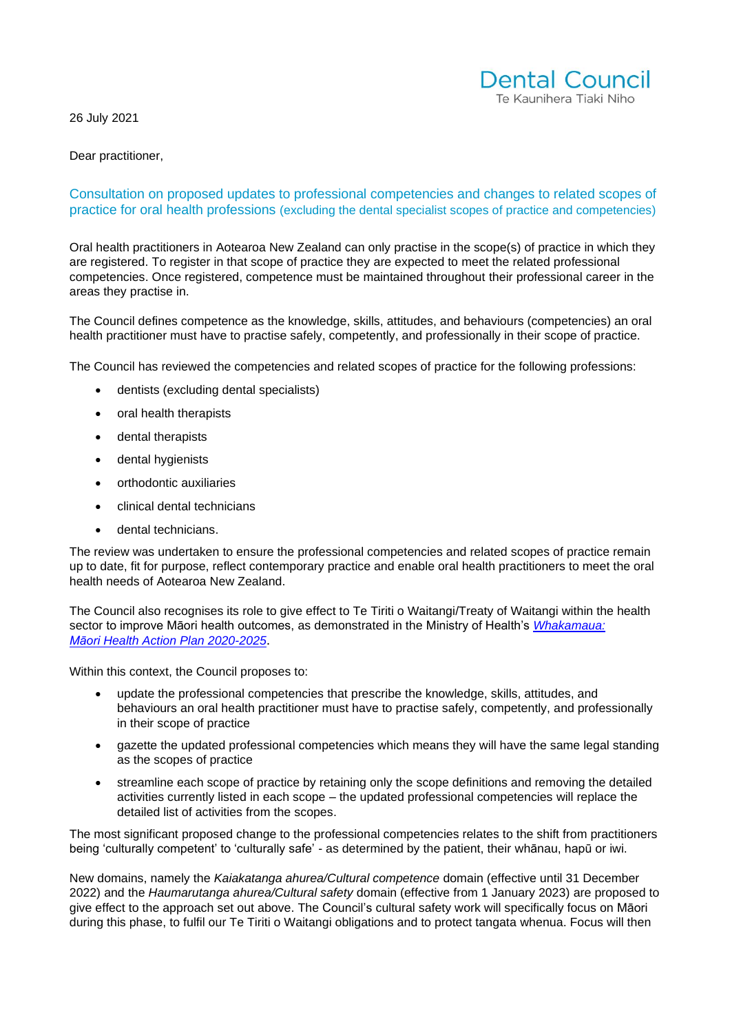Dental Council
Te Kaunihera Tiaki Niho

26 July 2021

Dear practitioner,

## Consultation on proposed updates to professional competencies and changes to related scopes of practice for oral health professions (excluding the dental specialist scopes of practice and competencies)

Oral health practitioners in Aotearoa New Zealand can only practise in the scope(s) of practice in which they are registered. To register in that scope of practice they are expected to meet the related professional competencies. Once registered, competence must be maintained throughout their professional career in the areas they practise in.

The Council defines competence as the knowledge, skills, attitudes, and behaviours (competencies) an oral health practitioner must have to practise safely, competently, and professionally in their scope of practice.

The Council has reviewed the competencies and related scopes of practice for the following professions:

- dentists (excluding dental specialists)
- oral health therapists
- dental therapists
- dental hygienists
- orthodontic auxiliaries
- clinical dental technicians
- dental technicians.

The review was undertaken to ensure the professional competencies and related scopes of practice remain up to date, fit for purpose, reflect contemporary practice and enable oral health practitioners to meet the oral health needs of Aotearoa New Zealand.

The Council also recognises its role to give effect to Te Tiriti o Waitangi/Treaty of Waitangi within the health sector to improve Māori health outcomes, as demonstrated in the Ministry of Health's [*Whakamaua: Māori Health Action Plan 2020-2025*](#).

Within this context, the Council proposes to:

- update the professional competencies that prescribe the knowledge, skills, attitudes, and behaviours an oral health practitioner must have to practise safely, competently, and professionally in their scope of practice
- gazette the updated professional competencies which means they will have the same legal standing as the scopes of practice
- streamline each scope of practice by retaining only the scope definitions and removing the detailed activities currently listed in each scope – the updated professional competencies will replace the detailed list of activities from the scopes.

The most significant proposed change to the professional competencies relates to the shift from practitioners being 'culturally competent' to 'culturally safe' - as determined by the patient, their whānau, hapū or iwi.

New domains, namely the *Kaiakatanga ahurea/Cultural competence* domain (effective until 31 December 2022) and the *Haumarutanga ahurea/Cultural safety* domain (effective from 1 January 2023) are proposed to give effect to the approach set out above. The Council's cultural safety work will specifically focus on Māori during this phase, to fulfil our Te Tiriti o Waitangi obligations and to protect tangata whenua. Focus will then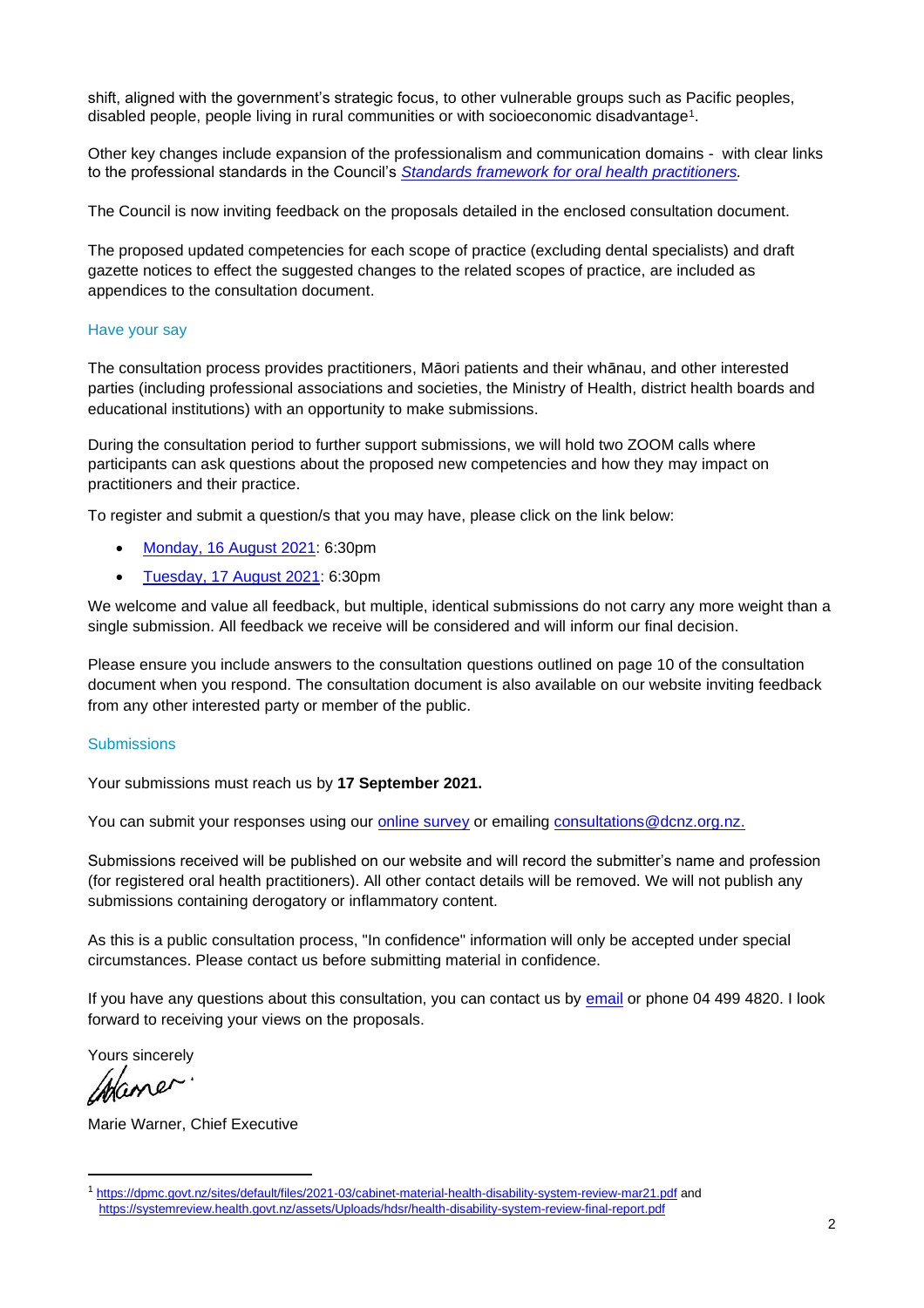shift, aligned with the government's strategic focus, to other vulnerable groups such as Pacific peoples, disabled people, people living in rural communities or with socioeconomic disadvantage[1].

Other key changes include expansion of the professionalism and communication domains - with clear links to the professional standards in the Council's *Standards framework for oral health practitioners.*

The Council is now inviting feedback on the proposals detailed in the enclosed consultation document.

The proposed updated competencies for each scope of practice (excluding dental specialists) and draft gazette notices to effect the suggested changes to the related scopes of practice, are included as appendices to the consultation document.

## Have your say

The consultation process provides practitioners, Māori patients and their whānau, and other interested parties (including professional associations and societies, the Ministry of Health, district health boards and educational institutions) with an opportunity to make submissions.

During the consultation period to further support submissions, we will hold two ZOOM calls where participants can ask questions about the proposed new competencies and how they may impact on practitioners and their practice.

To register and submit a question/s that you may have, please click on the link below:

- Monday, 16 August 2021: 6:30pm
- Tuesday, 17 August 2021: 6:30pm

We welcome and value all feedback, but multiple, identical submissions do not carry any more weight than a single submission. All feedback we receive will be considered and will inform our final decision.

Please ensure you include answers to the consultation questions outlined on page 10 of the consultation document when you respond. The consultation document is also available on our website inviting feedback from any other interested party or member of the public.

## Submissions

Your submissions must reach us by **17 September 2021.**

You can submit your responses using our online survey or emailing consultations@dcnz.org.nz.

Submissions received will be published on our website and will record the submitter's name and profession (for registered oral health practitioners). All other contact details will be removed. We will not publish any submissions containing derogatory or inflammatory content.

As this is a public consultation process, "In confidence" information will only be accepted under special circumstances. Please contact us before submitting material in confidence.

If you have any questions about this consultation, you can contact us by email or phone 04 499 4820. I look forward to receiving your views on the proposals.

Yours sincerely

Marie Warner, Chief Executive

---

[1] https://dpmc.govt.nz/sites/default/files/2021-03/cabinet-material-health-disability-system-review-mar21.pdf and https://systemreview.health.govt.nz/assets/Uploads/hdsr/health-disability-system-review-final-report.pdf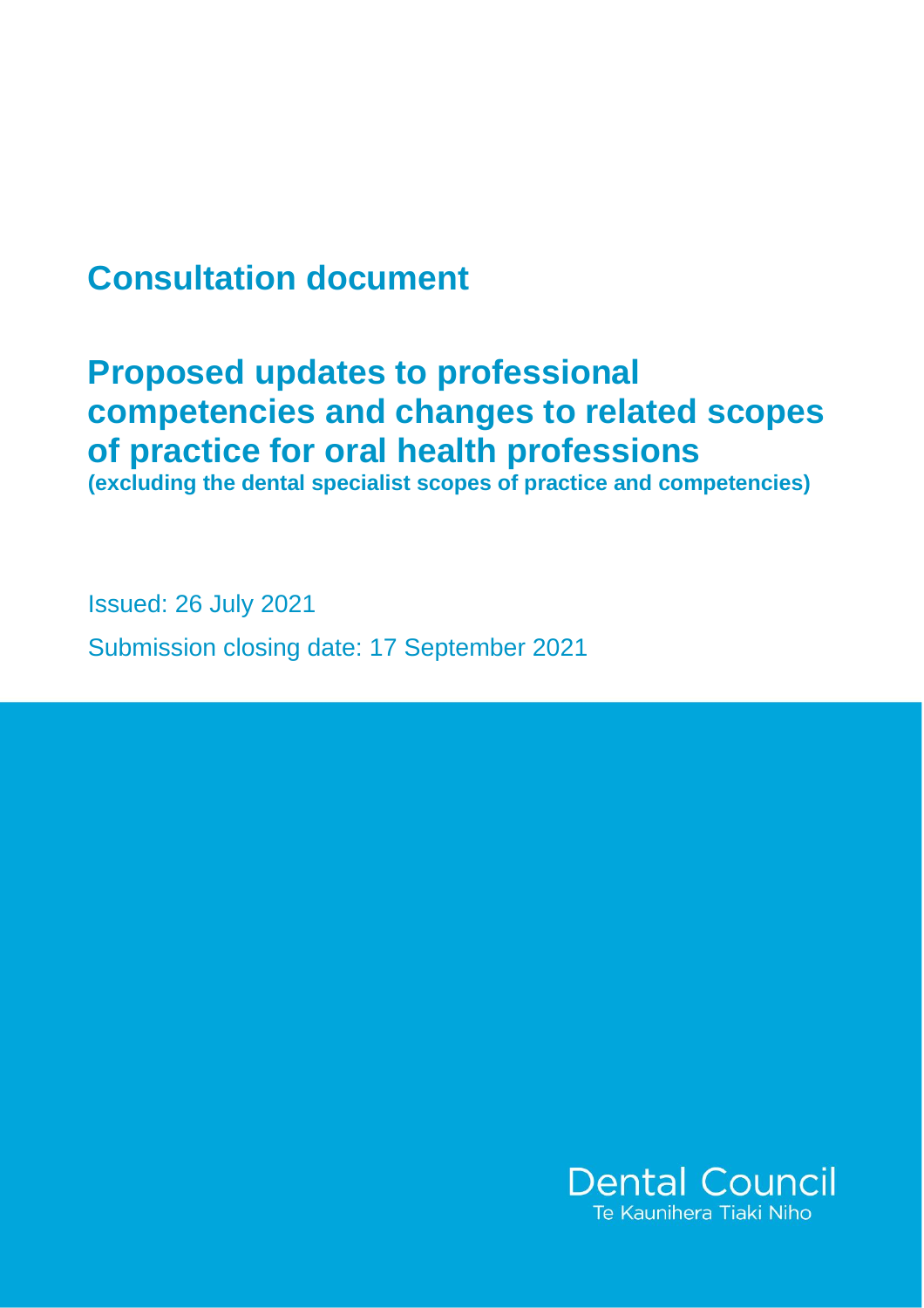# Consultation document

# Proposed updates to professional competencies and changes to related scopes of practice for oral health professions

**(excluding the dental specialist scopes of practice and competencies)**

Issued: 26 July 2021

Submission closing date: 17 September 2021

Dental Council
Te Kaunihera Tiaki Niho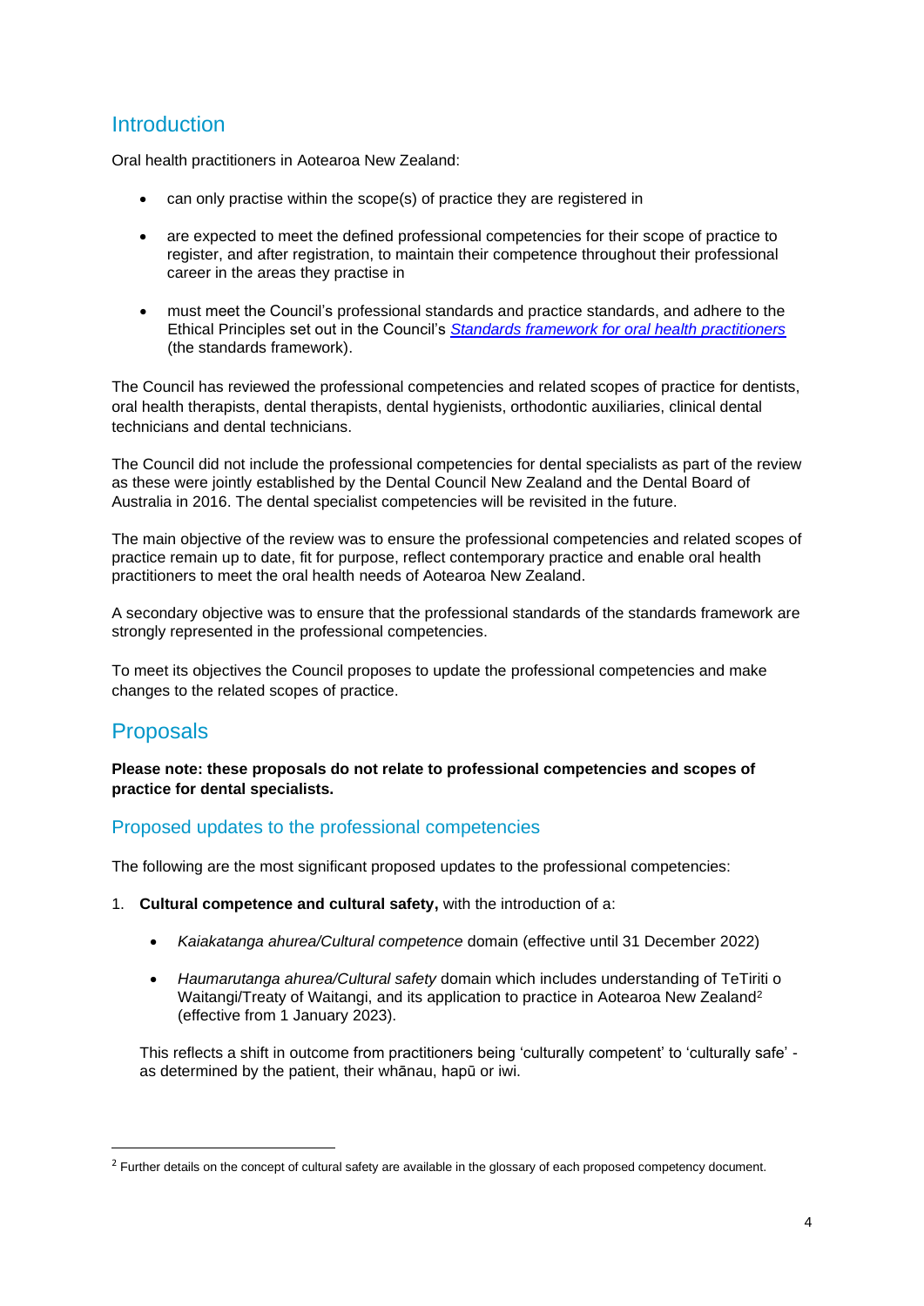## Introduction

Oral health practitioners in Aotearoa New Zealand:

- can only practise within the scope(s) of practice they are registered in
- are expected to meet the defined professional competencies for their scope of practice to register, and after registration, to maintain their competence throughout their professional career in the areas they practise in
- must meet the Council's professional standards and practice standards, and adhere to the Ethical Principles set out in the Council's *Standards framework for oral health practitioners* (the standards framework).

The Council has reviewed the professional competencies and related scopes of practice for dentists, oral health therapists, dental therapists, dental hygienists, orthodontic auxiliaries, clinical dental technicians and dental technicians.

The Council did not include the professional competencies for dental specialists as part of the review as these were jointly established by the Dental Council New Zealand and the Dental Board of Australia in 2016. The dental specialist competencies will be revisited in the future.

The main objective of the review was to ensure the professional competencies and related scopes of practice remain up to date, fit for purpose, reflect contemporary practice and enable oral health practitioners to meet the oral health needs of Aotearoa New Zealand.

A secondary objective was to ensure that the professional standards of the standards framework are strongly represented in the professional competencies.

To meet its objectives the Council proposes to update the professional competencies and make changes to the related scopes of practice.

## Proposals

**Please note: these proposals do not relate to professional competencies and scopes of practice for dental specialists.**

### Proposed updates to the professional competencies

The following are the most significant proposed updates to the professional competencies:

1. **Cultural competence and cultural safety,** with the introduction of a:
   - *Kaiakatanga ahurea/Cultural competence* domain (effective until 31 December 2022)
   - *Haumarutanga ahurea/Cultural safety* domain which includes understanding of TeTiriti o Waitangi/Treaty of Waitangi, and its application to practice in Aotearoa New Zealand[2] (effective from 1 January 2023).

   This reflects a shift in outcome from practitioners being 'culturally competent' to 'culturally safe' - as determined by the patient, their whānau, hapū or iwi.

[2] Further details on the concept of cultural safety are available in the glossary of each proposed competency document.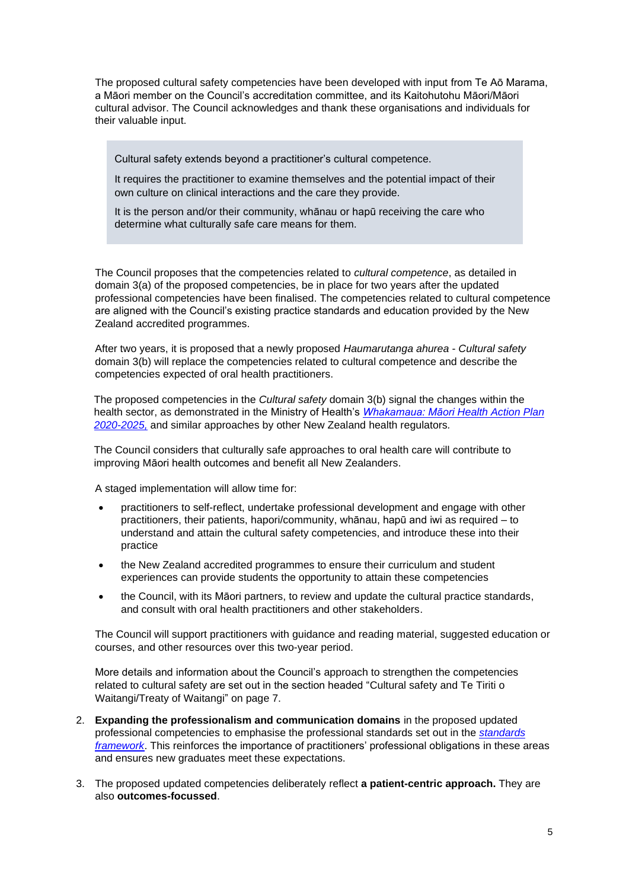The proposed cultural safety competencies have been developed with input from Te Aō Marama, a Māori member on the Council's accreditation committee, and its Kaitohutohu Māori/Māori cultural advisor. The Council acknowledges and thank these organisations and individuals for their valuable input.

> Cultural safety extends beyond a practitioner's cultural competence.
>
> It requires the practitioner to examine themselves and the potential impact of their own culture on clinical interactions and the care they provide.
>
> It is the person and/or their community, whānau or hapū receiving the care who determine what culturally safe care means for them.

The Council proposes that the competencies related to *cultural competence*, as detailed in domain 3(a) of the proposed competencies, be in place for two years after the updated professional competencies have been finalised. The competencies related to cultural competence are aligned with the Council's existing practice standards and education provided by the New Zealand accredited programmes.

After two years, it is proposed that a newly proposed *Haumarutanga ahurea - Cultural safety* domain 3(b) will replace the competencies related to cultural competence and describe the competencies expected of oral health practitioners.

The proposed competencies in the *Cultural safety* domain 3(b) signal the changes within the health sector, as demonstrated in the Ministry of Health's *Whakamaua: Māori Health Action Plan 2020-2025,* and similar approaches by other New Zealand health regulators.

The Council considers that culturally safe approaches to oral health care will contribute to improving Māori health outcomes and benefit all New Zealanders.

A staged implementation will allow time for:

- practitioners to self-reflect, undertake professional development and engage with other practitioners, their patients, hapori/community, whānau, hapū and iwi as required – to understand and attain the cultural safety competencies, and introduce these into their practice
- the New Zealand accredited programmes to ensure their curriculum and student experiences can provide students the opportunity to attain these competencies
- the Council, with its Māori partners, to review and update the cultural practice standards, and consult with oral health practitioners and other stakeholders.

The Council will support practitioners with guidance and reading material, suggested education or courses, and other resources over this two-year period.

More details and information about the Council's approach to strengthen the competencies related to cultural safety are set out in the section headed "Cultural safety and Te Tiriti o Waitangi/Treaty of Waitangi" on page 7.

2. **Expanding the professionalism and communication domains** in the proposed updated professional competencies to emphasise the professional standards set out in the *standards framework*. This reinforces the importance of practitioners' professional obligations in these areas and ensures new graduates meet these expectations.

3. The proposed updated competencies deliberately reflect **a patient-centric approach.** They are also **outcomes-focussed**.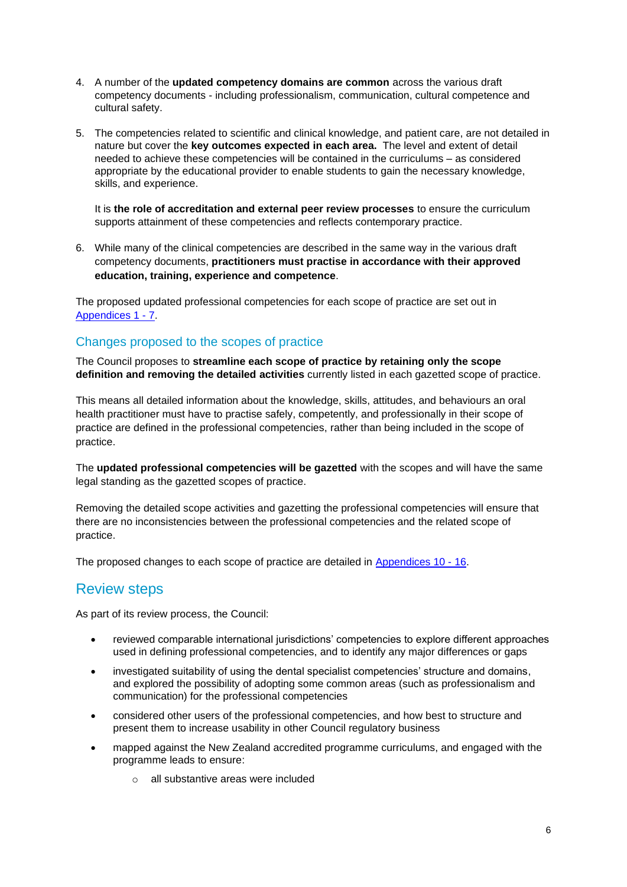4. A number of the **updated competency domains are common** across the various draft competency documents - including professionalism, communication, cultural competence and cultural safety.

5. The competencies related to scientific and clinical knowledge, and patient care, are not detailed in nature but cover the **key outcomes expected in each area.** The level and extent of detail needed to achieve these competencies will be contained in the curriculums – as considered appropriate by the educational provider to enable students to gain the necessary knowledge, skills, and experience.

   It is **the role of accreditation and external peer review processes** to ensure the curriculum supports attainment of these competencies and reflects contemporary practice.

6. While many of the clinical competencies are described in the same way in the various draft competency documents, **practitioners must practise in accordance with their approved education, training, experience and competence**.

The proposed updated professional competencies for each scope of practice are set out in Appendices 1 - 7.

### Changes proposed to the scopes of practice

The Council proposes to **streamline each scope of practice by retaining only the scope definition and removing the detailed activities** currently listed in each gazetted scope of practice.

This means all detailed information about the knowledge, skills, attitudes, and behaviours an oral health practitioner must have to practise safely, competently, and professionally in their scope of practice are defined in the professional competencies, rather than being included in the scope of practice.

The **updated professional competencies will be gazetted** with the scopes and will have the same legal standing as the gazetted scopes of practice.

Removing the detailed scope activities and gazetting the professional competencies will ensure that there are no inconsistencies between the professional competencies and the related scope of practice.

The proposed changes to each scope of practice are detailed in Appendices 10 - 16.

## Review steps

As part of its review process, the Council:

- reviewed comparable international jurisdictions' competencies to explore different approaches used in defining professional competencies, and to identify any major differences or gaps
- investigated suitability of using the dental specialist competencies' structure and domains, and explored the possibility of adopting some common areas (such as professionalism and communication) for the professional competencies
- considered other users of the professional competencies, and how best to structure and present them to increase usability in other Council regulatory business
- mapped against the New Zealand accredited programme curriculums, and engaged with the programme leads to ensure:
  - all substantive areas were included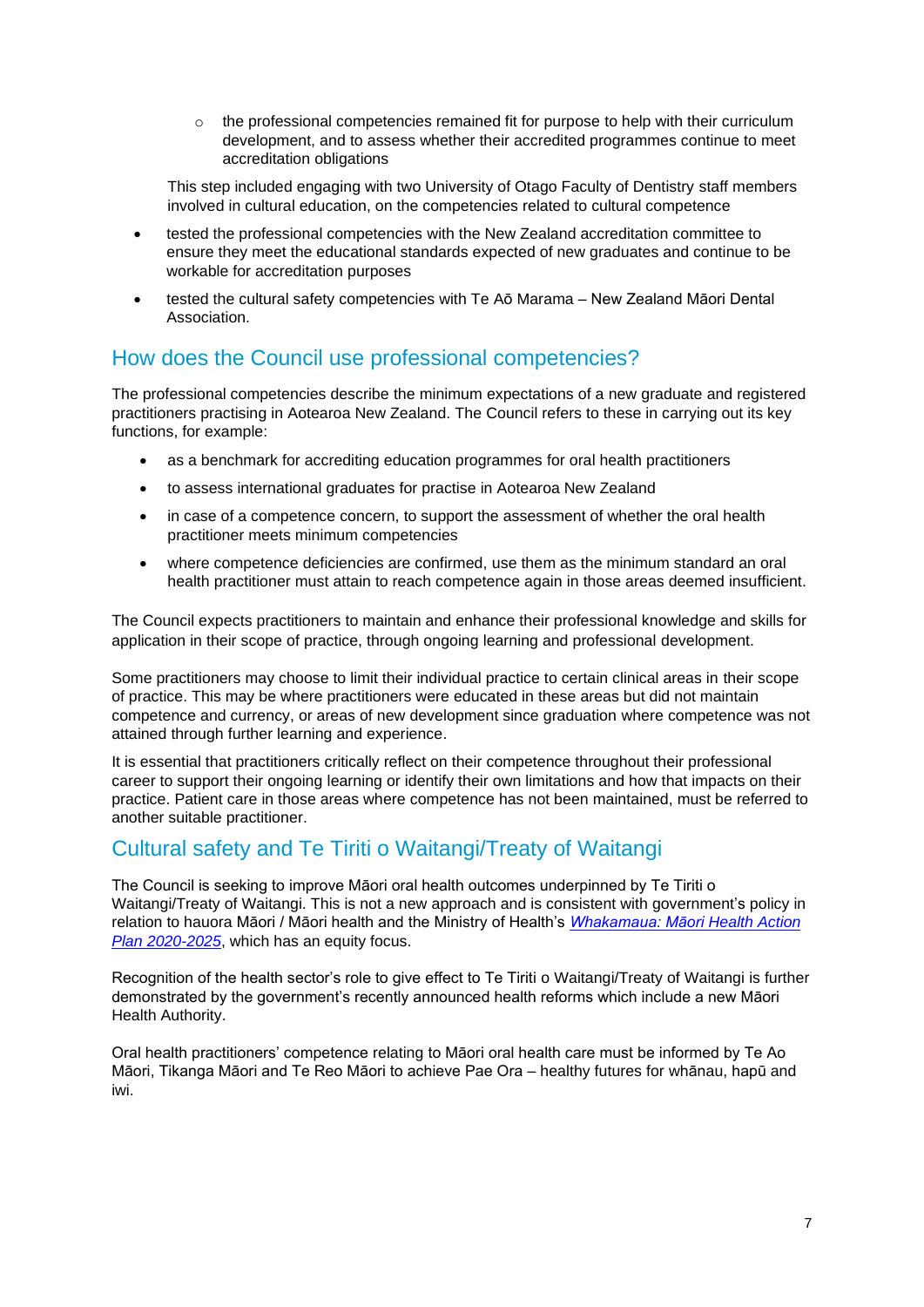- the professional competencies remained fit for purpose to help with their curriculum development, and to assess whether their accredited programmes continue to meet accreditation obligations

  This step included engaging with two University of Otago Faculty of Dentistry staff members involved in cultural education, on the competencies related to cultural competence

- tested the professional competencies with the New Zealand accreditation committee to ensure they meet the educational standards expected of new graduates and continue to be workable for accreditation purposes
- tested the cultural safety competencies with Te Aō Marama – New Zealand Māori Dental Association.

## How does the Council use professional competencies?

The professional competencies describe the minimum expectations of a new graduate and registered practitioners practising in Aotearoa New Zealand. The Council refers to these in carrying out its key functions, for example:

- as a benchmark for accrediting education programmes for oral health practitioners
- to assess international graduates for practise in Aotearoa New Zealand
- in case of a competence concern, to support the assessment of whether the oral health practitioner meets minimum competencies
- where competence deficiencies are confirmed, use them as the minimum standard an oral health practitioner must attain to reach competence again in those areas deemed insufficient.

The Council expects practitioners to maintain and enhance their professional knowledge and skills for application in their scope of practice, through ongoing learning and professional development.

Some practitioners may choose to limit their individual practice to certain clinical areas in their scope of practice. This may be where practitioners were educated in these areas but did not maintain competence and currency, or areas of new development since graduation where competence was not attained through further learning and experience.

It is essential that practitioners critically reflect on their competence throughout their professional career to support their ongoing learning or identify their own limitations and how that impacts on their practice. Patient care in those areas where competence has not been maintained, must be referred to another suitable practitioner.

## Cultural safety and Te Tiriti o Waitangi/Treaty of Waitangi

The Council is seeking to improve Māori oral health outcomes underpinned by Te Tiriti o Waitangi/Treaty of Waitangi. This is not a new approach and is consistent with government's policy in relation to hauora Māori / Māori health and the Ministry of Health's *Whakamaua: Māori Health Action Plan 2020-2025*, which has an equity focus.

Recognition of the health sector's role to give effect to Te Tiriti o Waitangi/Treaty of Waitangi is further demonstrated by the government's recently announced health reforms which include a new Māori Health Authority.

Oral health practitioners' competence relating to Māori oral health care must be informed by Te Ao Māori, Tikanga Māori and Te Reo Māori to achieve Pae Ora – healthy futures for whānau, hapū and iwi.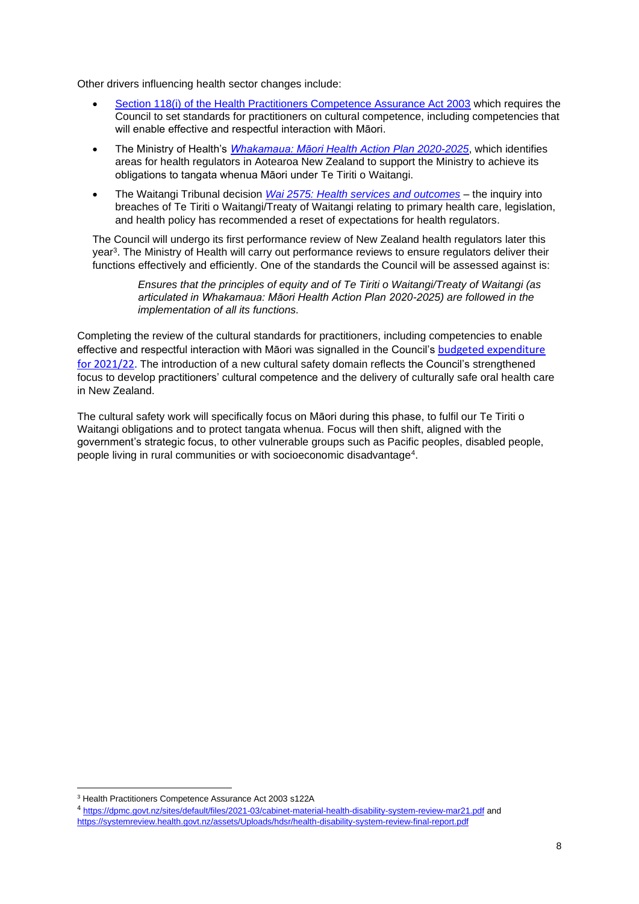Other drivers influencing health sector changes include:

- Section 118(i) of the Health Practitioners Competence Assurance Act 2003 which requires the Council to set standards for practitioners on cultural competence, including competencies that will enable effective and respectful interaction with Māori.
- The Ministry of Health's *Whakamaua: Māori Health Action Plan 2020-2025*, which identifies areas for health regulators in Aotearoa New Zealand to support the Ministry to achieve its obligations to tangata whenua Māori under Te Tiriti o Waitangi.
- The Waitangi Tribunal decision *Wai 2575: Health services and outcomes* – the inquiry into breaches of Te Tiriti o Waitangi/Treaty of Waitangi relating to primary health care, legislation, and health policy has recommended a reset of expectations for health regulators.

The Council will undergo its first performance review of New Zealand health regulators later this year[3]. The Ministry of Health will carry out performance reviews to ensure regulators deliver their functions effectively and efficiently. One of the standards the Council will be assessed against is:

> *Ensures that the principles of equity and of Te Tiriti o Waitangi/Treaty of Waitangi (as articulated in Whakamaua: Māori Health Action Plan 2020-2025) are followed in the implementation of all its functions.*

Completing the review of the cultural standards for practitioners, including competencies to enable effective and respectful interaction with Māori was signalled in the Council's budgeted expenditure for 2021/22. The introduction of a new cultural safety domain reflects the Council's strengthened focus to develop practitioners' cultural competence and the delivery of culturally safe oral health care in New Zealand.

The cultural safety work will specifically focus on Māori during this phase, to fulfil our Te Tiriti o Waitangi obligations and to protect tangata whenua. Focus will then shift, aligned with the government's strategic focus, to other vulnerable groups such as Pacific peoples, disabled people, people living in rural communities or with socioeconomic disadvantage[4].

---

[3] Health Practitioners Competence Assurance Act 2003 s122A

[4] https://dpmc.govt.nz/sites/default/files/2021-03/cabinet-material-health-disability-system-review-mar21.pdf and https://systemreview.health.govt.nz/assets/Uploads/hdsr/health-disability-system-review-final-report.pdf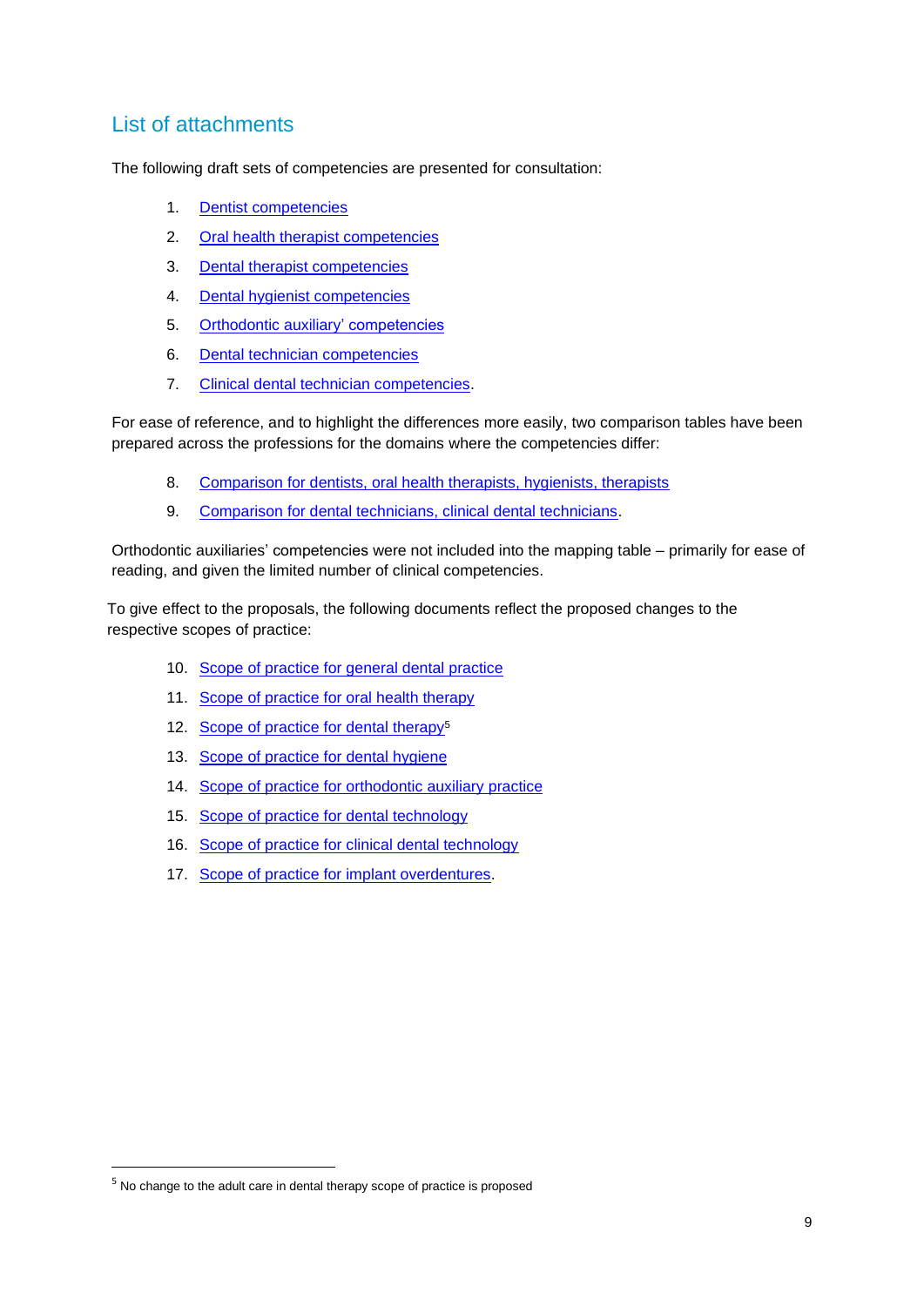## List of attachments

The following draft sets of competencies are presented for consultation:

1. Dentist competencies
2. Oral health therapist competencies
3. Dental therapist competencies
4. Dental hygienist competencies
5. Orthodontic auxiliary' competencies
6. Dental technician competencies
7. Clinical dental technician competencies.

For ease of reference, and to highlight the differences more easily, two comparison tables have been prepared across the professions for the domains where the competencies differ:

8. Comparison for dentists, oral health therapists, hygienists, therapists
9. Comparison for dental technicians, clinical dental technicians.

Orthodontic auxiliaries' competencies were not included into the mapping table – primarily for ease of reading, and given the limited number of clinical competencies.

To give effect to the proposals, the following documents reflect the proposed changes to the respective scopes of practice:

10. Scope of practice for general dental practice
11. Scope of practice for oral health therapy
12. Scope of practice for dental therapy[5]
13. Scope of practice for dental hygiene
14. Scope of practice for orthodontic auxiliary practice
15. Scope of practice for dental technology
16. Scope of practice for clinical dental technology
17. Scope of practice for implant overdentures.

[5] No change to the adult care in dental therapy scope of practice is proposed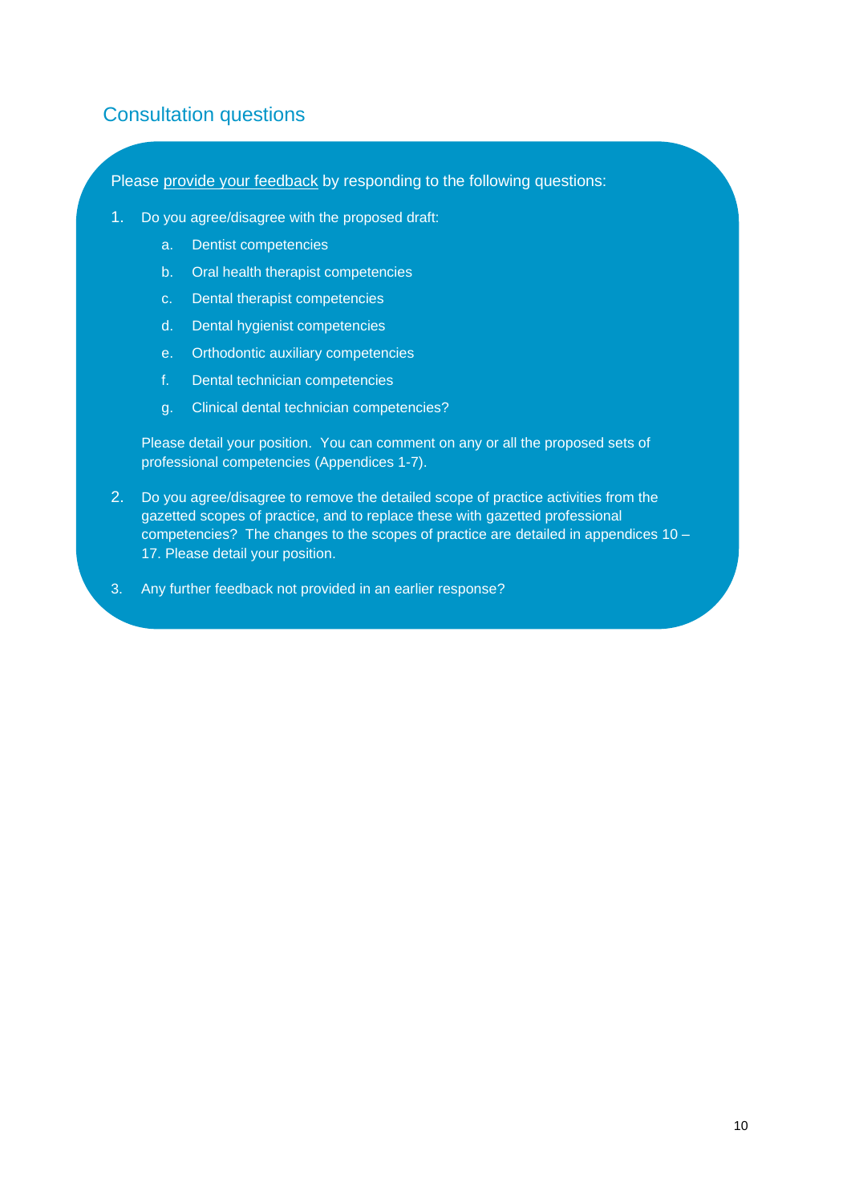## Consultation questions

Please provide your feedback by responding to the following questions:

1. Do you agree/disagree with the proposed draft:
   a. Dentist competencies
   b. Oral health therapist competencies
   c. Dental therapist competencies
   d. Dental hygienist competencies
   e. Orthodontic auxiliary competencies
   f. Dental technician competencies
   g. Clinical dental technician competencies?

   Please detail your position. You can comment on any or all the proposed sets of professional competencies (Appendices 1-7).

2. Do you agree/disagree to remove the detailed scope of practice activities from the gazetted scopes of practice, and to replace these with gazetted professional competencies? The changes to the scopes of practice are detailed in appendices 10 – 17. Please detail your position.

3. Any further feedback not provided in an earlier response?